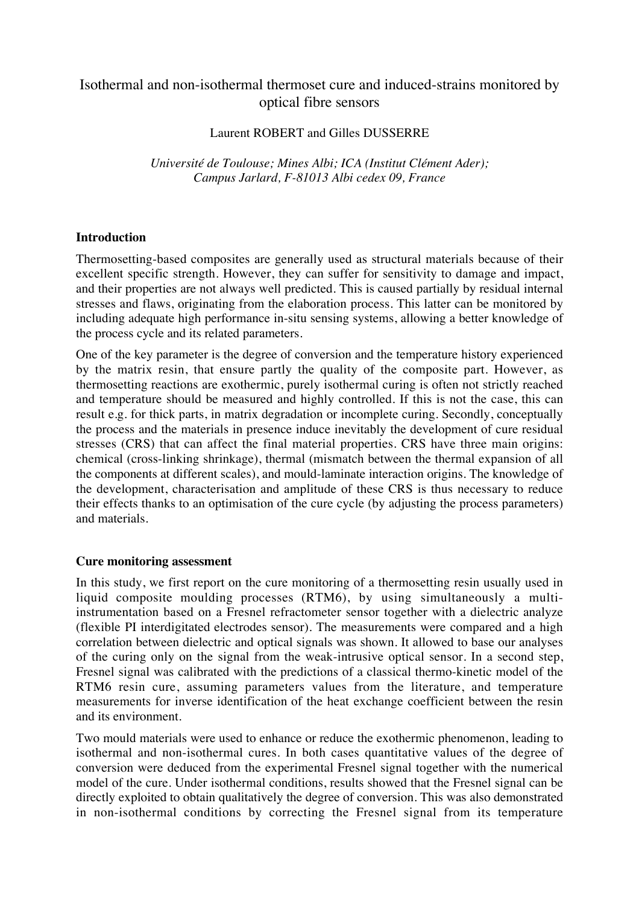# Isothermal and non-isothermal thermoset cure and induced-strains monitored by optical fibre sensors

Laurent ROBERT and Gilles DUSSERRE

*Université de Toulouse; Mines Albi; ICA (Institut Clément Ader); Campus Jarlard, F-81013 Albi cedex 09, France*

## Introduction

Thermosetting-based composites are generally used as structural materials because of their excellent specific strength. However, they can suffer for sensitivity to damage and impact, and their properties are not always well predicted. This is caused partially by residual internal stresses and flaws, originating from the elaboration process. This latter can be monitored by including adequate high performance in-situ sensing systems, allowing a better knowledge of the process cycle and its related parameters.

One of the key parameter is the degree of conversion and the temperature history experienced by the matrix resin, that ensure partly the quality of the composite part. However, as thermosetting reactions are exothermic, purely isothermal curing is often not strictly reached and temperature should be measured and highly controlled. If this is not the case, this can result e.g. for thick parts, in matrix degradation or incomplete curing. Secondly, conceptually the process and the materials in presence induce inevitably the development of cure residual stresses (CRS) that can affect the final material properties. CRS have three main origins: chemical (cross-linking shrinkage), thermal (mismatch between the thermal expansion of all the components at different scales), and mould-laminate interaction origins. The knowledge of the development, characterisation and amplitude of these CRS is thus necessary to reduce their effects thanks to an optimisation of the cure cycle (by adjusting the process parameters) and materials.

## Cure monitoring assessment

In this study, we first report on the cure monitoring of a thermosetting resin usually used in liquid composite moulding processes (RTM6), by using simultaneously a multi-instrumentation based on a Fresnel refractometer sensor together with a dielectric analyze (flexible PI interdigitated electrodes sensor). The measurements were compared and a high correlation between dielectric and optical signals was shown. It allowed to base our analyses of the curing only on the signal from the weak-intrusive optical sensor. In a second step, Fresnel signal was calibrated with the predictions of a classical thermo-kinetic model of the RTM6 resin cure, assuming parameters values from the literature, and temperature measurements for inverse identification of the heat exchange coefficient between the resin and its environment.

Two mould materials were used to enhance or reduce the exothermic phenomenon, leading to isothermal and non-isothermal cures. In both cases quantitative values of the degree of conversion were deduced from the experimental Fresnel signal together with the numerical model of the cure. Under isothermal conditions, results showed that the Fresnel signal can be directly exploited to obtain qualitatively the degree of conversion. This was also demonstrated in non-isothermal conditions by correcting the Fresnel signal from its temperature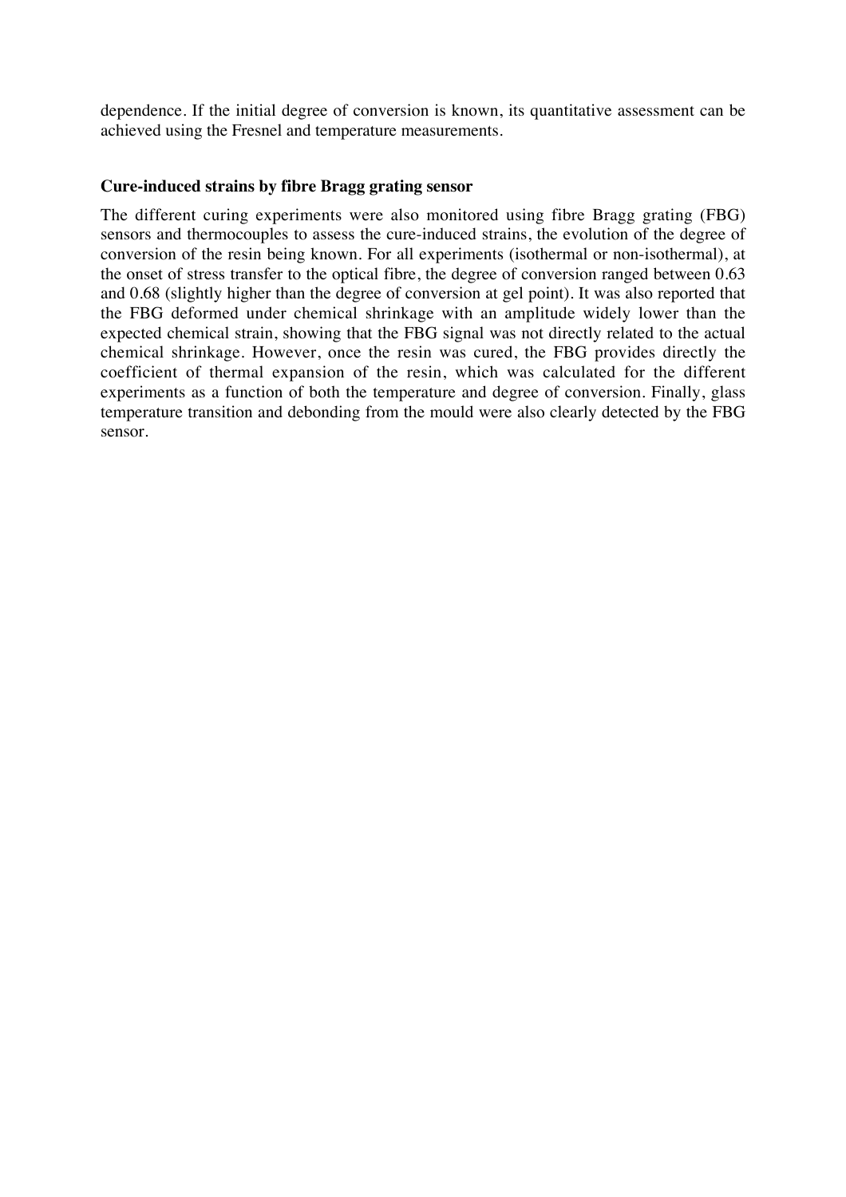dependence. If the initial degree of conversion is known, its quantitative assessment can be achieved using the Fresnel and temperature measurements.

### Cure-induced strains by fibre Bragg grating sensor

The different curing experiments were also monitored using fibre Bragg grating (FBG) sensors and thermocouples to assess the cure-induced strains, the evolution of the degree of conversion of the resin being known. For all experiments (isothermal or non-isothermal), at the onset of stress transfer to the optical fibre, the degree of conversion ranged between 0.63 and 0.68 (slightly higher than the degree of conversion at gel point). It was also reported that the FBG deformed under chemical shrinkage with an amplitude widely lower than the expected chemical strain, showing that the FBG signal was not directly related to the actual chemical shrinkage. However, once the resin was cured, the FBG provides directly the coefficient of thermal expansion of the resin, which was calculated for the different experiments as a function of both the temperature and degree of conversion. Finally, glass temperature transition and debonding from the mould were also clearly detected by the FBG sensor.